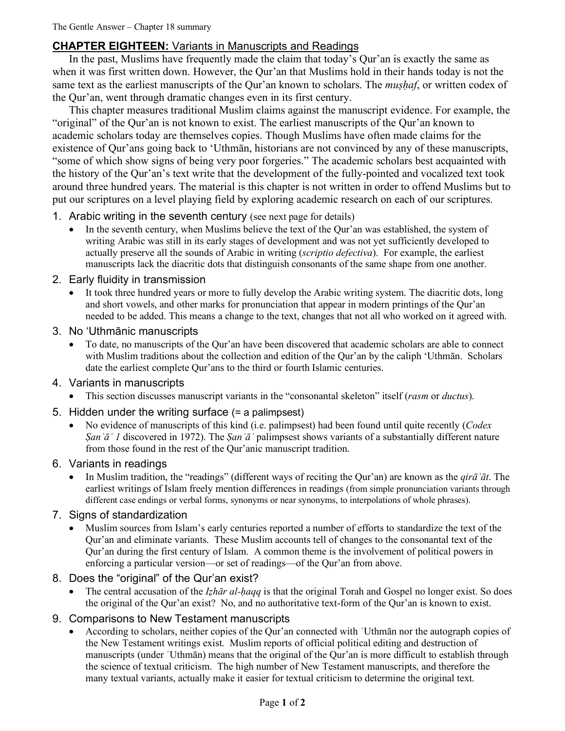## CHAPTER EIGHTEEN: Variants in Manuscripts and Readings

In the past, Muslims have frequently made the claim that today's Qur'an is exactly the same as when it was first written down. However, the Qur'an that Muslims hold in their hands today is not the same text as the earliest manuscripts of the Qur'an known to scholars. The *muṣḥaf*, or written codex of the Qur'an, went through dramatic changes even in its first century.

This chapter measures traditional Muslim claims against the manuscript evidence. For example, the "original" of the Qur'an is not known to exist. The earliest manuscripts of the Qur'an known to academic scholars today are themselves copies. Though Muslims have often made claims for the existence of Qur'ans going back to 'Uthmān, historians are not convinced by any of these manuscripts, "some of which show signs of being very poor forgeries." The academic scholars best acquainted with the history of the Qur'an's text write that the development of the fully-pointed and vocalized text took around three hundred years. The material is this chapter is not written in order to offend Muslims but to put our scriptures on a level playing field by exploring academic research on each of our scriptures.

1. Arabic writing in the seventh century (see next page for details)
   - In the seventh century, when Muslims believe the text of the Qur'an was established, the system of writing Arabic was still in its early stages of development and was not yet sufficiently developed to actually preserve all the sounds of Arabic in writing (*scriptio defectiva*). For example, the earliest manuscripts lack the diacritic dots that distinguish consonants of the same shape from one another.
2. Early fluidity in transmission
   - It took three hundred years or more to fully develop the Arabic writing system. The diacritic dots, long and short vowels, and other marks for pronunciation that appear in modern printings of the Qur'an needed to be added. This means a change to the text, changes that not all who worked on it agreed with.
3. No 'Uthmānic manuscripts
   - To date, no manuscripts of the Qur'an have been discovered that academic scholars are able to connect with Muslim traditions about the collection and edition of the Qur'an by the caliph 'Uthmān. Scholars date the earliest complete Qur'ans to the third or fourth Islamic centuries.
4. Variants in manuscripts
   - This section discusses manuscript variants in the "consonantal skeleton" itself (*rasm* or *ductus*).
5. Hidden under the writing surface (= a palimpsest)
   - No evidence of manuscripts of this kind (i.e. palimpsest) had been found until quite recently (*Codex Ṣanʿāʾ 1* discovered in 1972). The *Ṣanʿāʾ* palimpsest shows variants of a substantially different nature from those found in the rest of the Qur'anic manuscript tradition.
6. Variants in readings
   - In Muslim tradition, the "readings" (different ways of reciting the Qur'an) are known as the *qirāʾāt*. The earliest writings of Islam freely mention differences in readings (from simple pronunciation variants through different case endings or verbal forms, synonyms or near synonyms, to interpolations of whole phrases).
7. Signs of standardization
   - Muslim sources from Islam's early centuries reported a number of efforts to standardize the text of the Qur'an and eliminate variants. These Muslim accounts tell of changes to the consonantal text of the Qur'an during the first century of Islam. A common theme is the involvement of political powers in enforcing a particular version—or set of readings—of the Qur'an from above.
8. Does the "original" of the Qur'an exist?
   - The central accusation of the *Iẓhār al-ḥaqq* is that the original Torah and Gospel no longer exist. So does the original of the Qur'an exist? No, and no authoritative text-form of the Qur'an is known to exist.
9. Comparisons to New Testament manuscripts
   - According to scholars, neither copies of the Qur'an connected with ʿUthmān nor the autograph copies of the New Testament writings exist. Muslim reports of official political editing and destruction of manuscripts (under ʿUthmān) means that the original of the Qur'an is more difficult to establish through the science of textual criticism. The high number of New Testament manuscripts, and therefore the many textual variants, actually make it easier for textual criticism to determine the original text.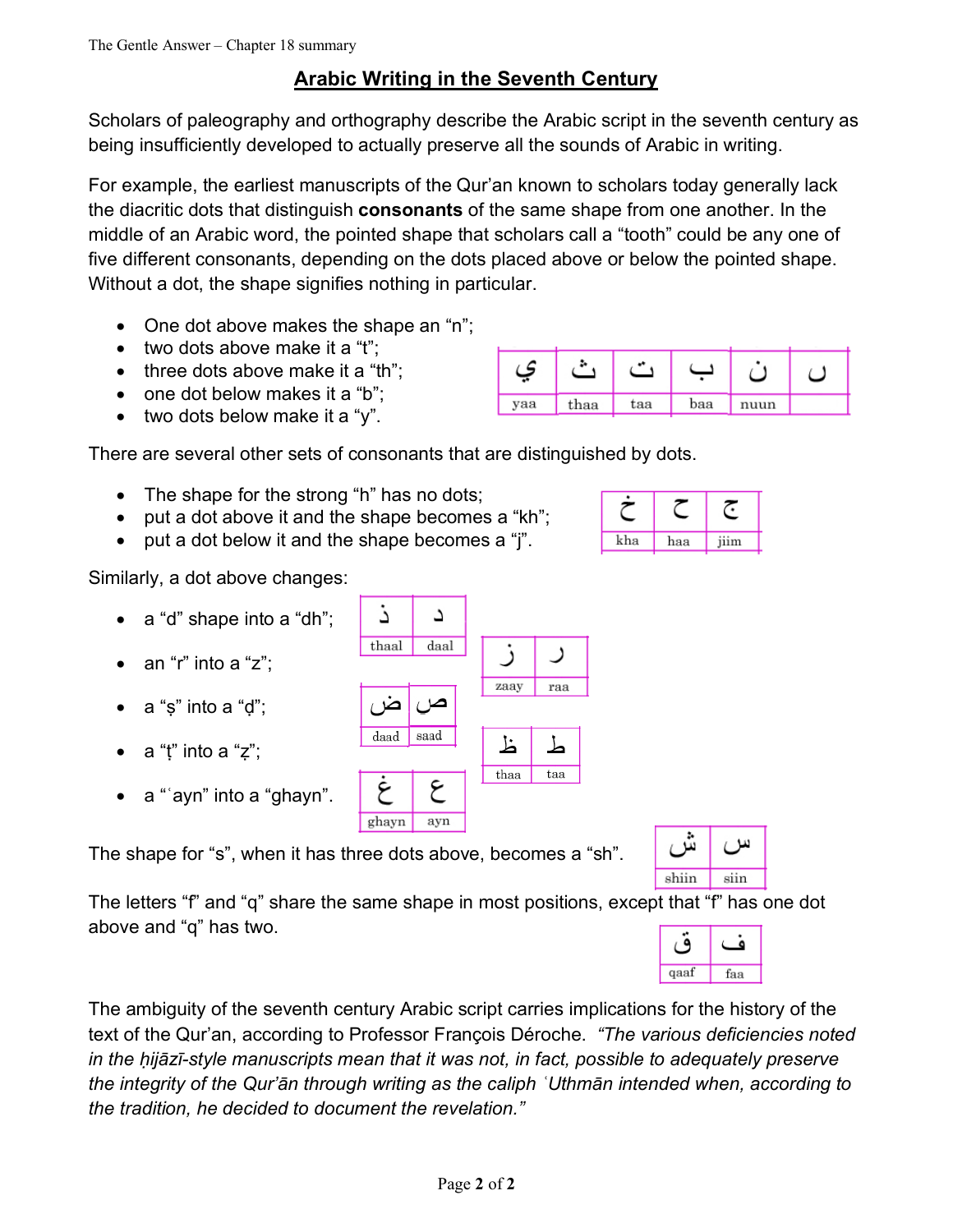# Arabic Writing in the Seventh Century

Scholars of paleography and orthography describe the Arabic script in the seventh century as being insufficiently developed to actually preserve all the sounds of Arabic in writing.

For example, the earliest manuscripts of the Qur'an known to scholars today generally lack the diacritic dots that distinguish **consonants** of the same shape from one another. In the middle of an Arabic word, the pointed shape that scholars call a "tooth" could be any one of five different consonants, depending on the dots placed above or below the pointed shape. Without a dot, the shape signifies nothing in particular.

- One dot above makes the shape an "n";
- two dots above make it a "t";
- three dots above make it a "th";
- one dot below makes it a "b";
- two dots below make it a "y".

| ي | ث | ت | ب | ن | ں |
|---|---|---|---|---|---|
| yaa | thaa | taa | baa | nuun | |

There are several other sets of consonants that are distinguished by dots.

- The shape for the strong "h" has no dots;
- put a dot above it and the shape becomes a "kh";
- put a dot below it and the shape becomes a "j".

| خ | ح | ج |
|---|---|---|
| kha | haa | jiim |

Similarly, a dot above changes:

- a "d" shape into a "dh";
- an "r" into a "z";
- a "ṣ" into a "ḍ";
- a "ṭ" into a "ẓ";
- a "ʿayn" into a "ghayn".

| ذ | د |
|---|---|
| thaal | daal |

| ز | ر |
|---|---|
| zaay | raa |

| ض | ص |
|---|---|
| daad | saad |

| ظ | ط |
|---|---|
| thaa | taa |

| غ | ع |
|---|---|
| ghayn | ayn |

The shape for "s", when it has three dots above, becomes a "sh".

| ش | س |
|---|---|
| shiin | siin |

The letters "f" and "q" share the same shape in most positions, except that "f" has one dot above and "q" has two.

| ق | ف |
|---|---|
| qaaf | faa |

The ambiguity of the seventh century Arabic script carries implications for the history of the text of the Qur'an, according to Professor François Déroche. *"The various deficiencies noted in the ḥijāzī-style manuscripts mean that it was not, in fact, possible to adequately preserve the integrity of the Qur'ān through writing as the caliph ʿUthmān intended when, according to the tradition, he decided to document the revelation."*